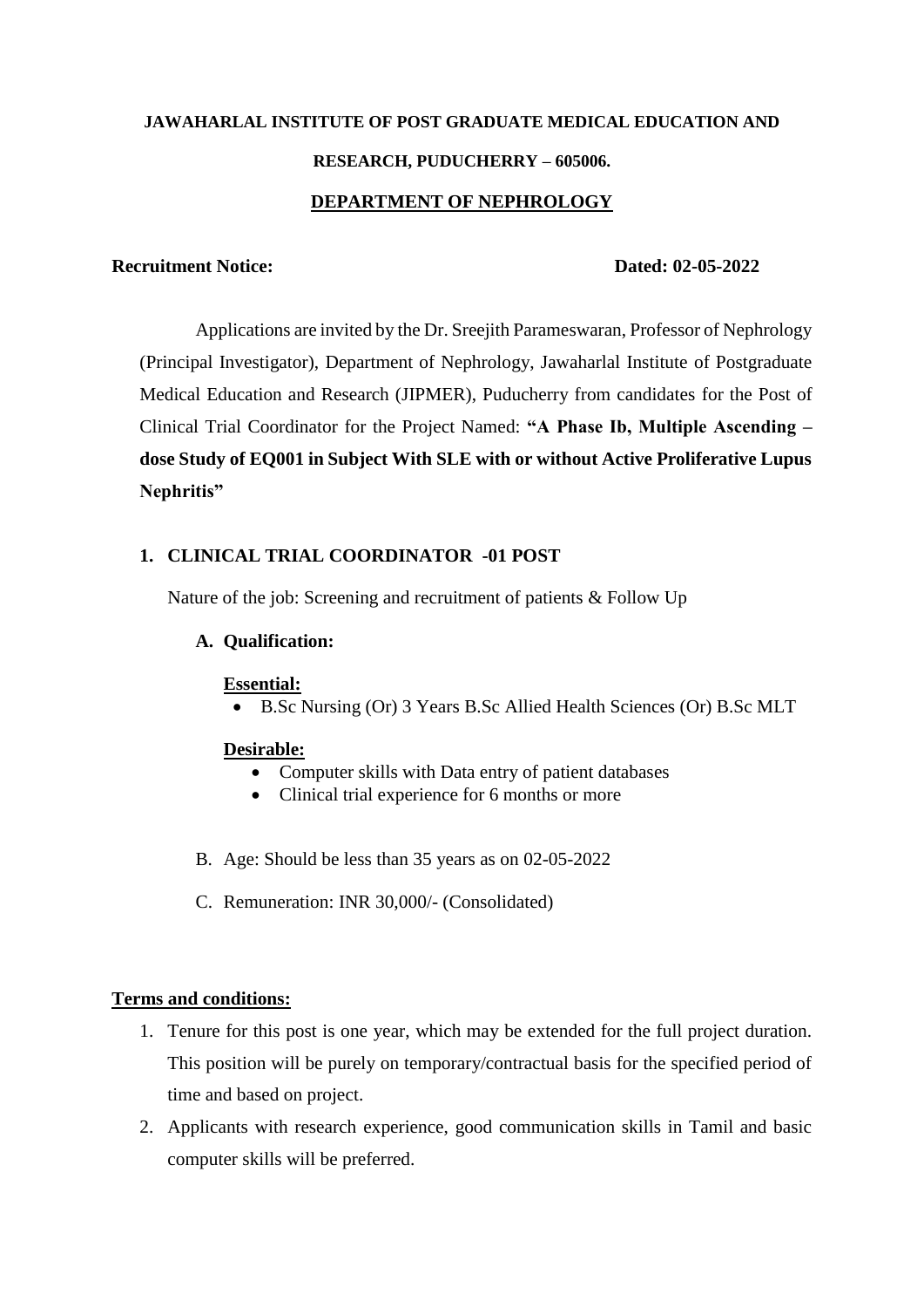**JAWAHARLAL INSTITUTE OF POST GRADUATE MEDICAL EDUCATION AND RESEARCH, PUDUCHERRY – 605006.**

**DEPARTMENT OF NEPHROLOGY**

**Recruitment Notice:** **Dated: 02-05-2022**

Applications are invited by the Dr. Sreejith Parameswaran, Professor of Nephrology (Principal Investigator), Department of Nephrology, Jawaharlal Institute of Postgraduate Medical Education and Research (JIPMER), Puducherry from candidates for the Post of Clinical Trial Coordinator for the Project Named: **"A Phase Ib, Multiple Ascending – dose Study of EQ001 in Subject With SLE with or without Active Proliferative Lupus Nephritis"**

1. **CLINICAL TRIAL COORDINATOR -01 POST**

   Nature of the job: Screening and recruitment of patients & Follow Up

   A. **Qualification:**

      **Essential:**
      - B.Sc Nursing (Or) 3 Years B.Sc Allied Health Sciences (Or) B.Sc MLT

      **Desirable:**
      - Computer skills with Data entry of patient databases
      - Clinical trial experience for 6 months or more

   B. Age: Should be less than 35 years as on 02-05-2022

   C. Remuneration: INR 30,000/- (Consolidated)

**Terms and conditions:**

1. Tenure for this post is one year, which may be extended for the full project duration. This position will be purely on temporary/contractual basis for the specified period of time and based on project.
2. Applicants with research experience, good communication skills in Tamil and basic computer skills will be preferred.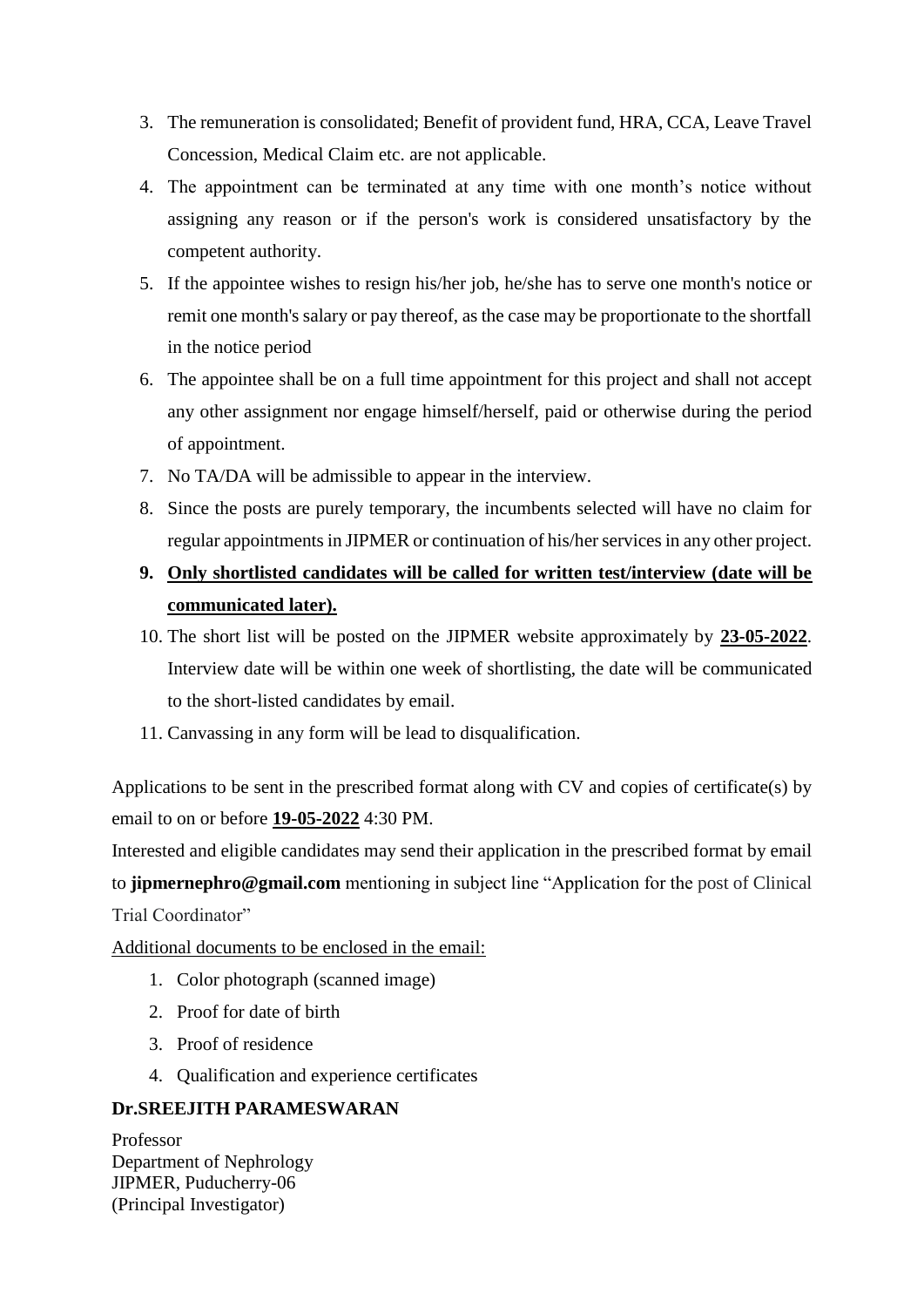3. The remuneration is consolidated; Benefit of provident fund, HRA, CCA, Leave Travel Concession, Medical Claim etc. are not applicable.
4. The appointment can be terminated at any time with one month's notice without assigning any reason or if the person's work is considered unsatisfactory by the competent authority.
5. If the appointee wishes to resign his/her job, he/she has to serve one month's notice or remit one month's salary or pay thereof, as the case may be proportionate to the shortfall in the notice period
6. The appointee shall be on a full time appointment for this project and shall not accept any other assignment nor engage himself/herself, paid or otherwise during the period of appointment.
7. No TA/DA will be admissible to appear in the interview.
8. Since the posts are purely temporary, the incumbents selected will have no claim for regular appointments in JIPMER or continuation of his/her services in any other project.
9. **<u>Only shortlisted candidates will be called for written test/interview (date will be communicated later).</u>**
10. The short list will be posted on the JIPMER website approximately by **<u>23-05-2022</u>**. Interview date will be within one week of shortlisting, the date will be communicated to the short-listed candidates by email.
11. Canvassing in any form will be lead to disqualification.

Applications to be sent in the prescribed format along with CV and copies of certificate(s) by email to on or before **<u>19-05-2022</u>** 4:30 PM.

Interested and eligible candidates may send their application in the prescribed format by email to **jipmernephro@gmail.com** mentioning in subject line "Application for the post of Clinical Trial Coordinator"

<u>Additional documents to be enclosed in the email:</u>

1. Color photograph (scanned image)
2. Proof for date of birth
3. Proof of residence
4. Qualification and experience certificates

**Dr.SREEJITH PARAMESWARAN**

Professor
Department of Nephrology
JIPMER, Puducherry-06
(Principal Investigator)